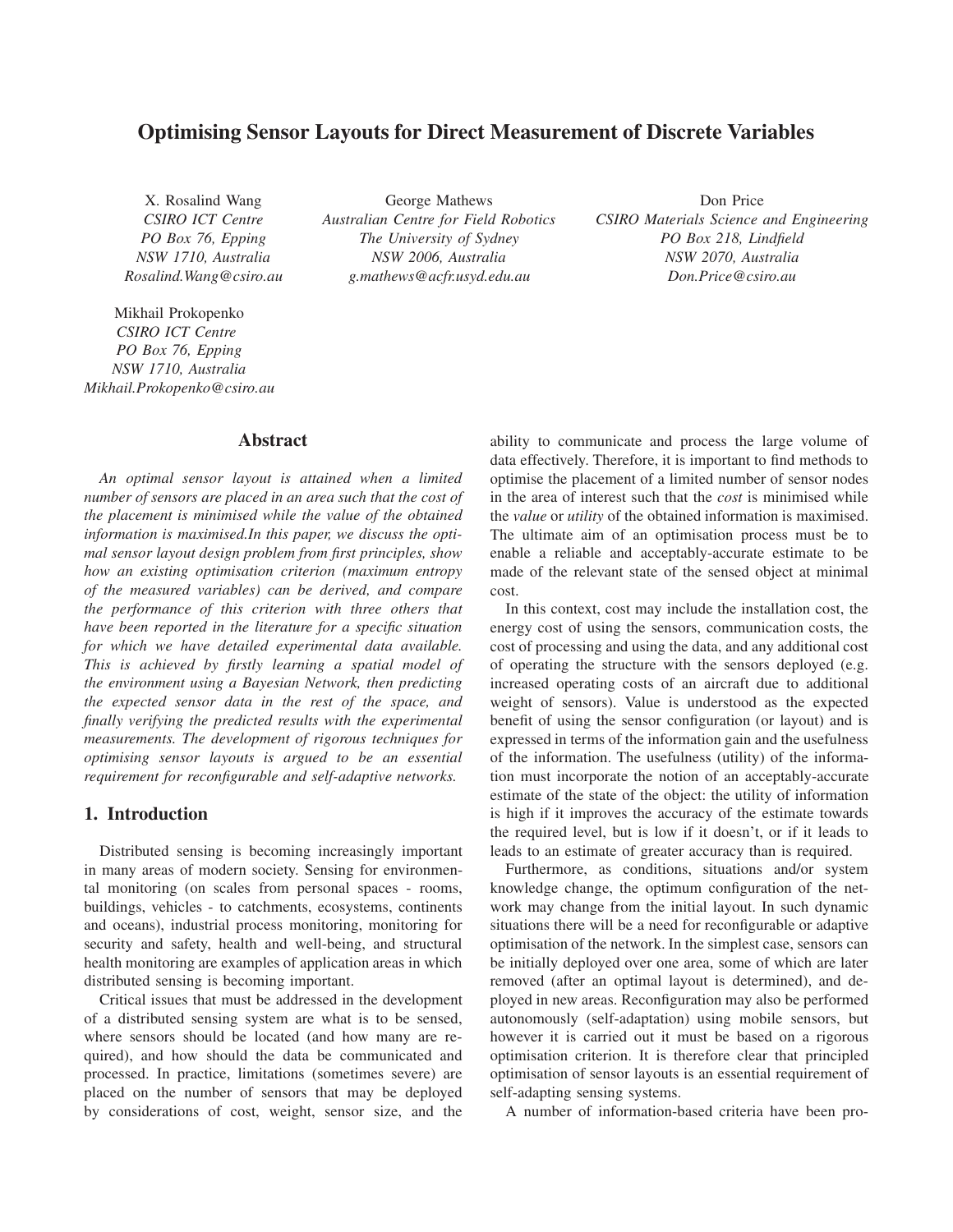# Optimising Sensor Layouts for Direct Measurement of Discrete Variables

X. Rosalind Wang
*CSIRO ICT Centre*
*PO Box 76, Epping*
*NSW 1710, Australia*
*Rosalind.Wang@csiro.au*

George Mathews
*Australian Centre for Field Robotics*
*The University of Sydney*
*NSW 2006, Australia*
*g.mathews@acfr.usyd.edu.au*

Don Price
*CSIRO Materials Science and Engineering*
*PO Box 218, Lindfield*
*NSW 2070, Australia*
*Don.Price@csiro.au*

Mikhail Prokopenko
*CSIRO ICT Centre*
*PO Box 76, Epping*
*NSW 1710, Australia*
*Mikhail.Prokopenko@csiro.au*

## Abstract

*An optimal sensor layout is attained when a limited number of sensors are placed in an area such that the cost of the placement is minimised while the value of the obtained information is maximised.In this paper, we discuss the optimal sensor layout design problem from first principles, show how an existing optimisation criterion (maximum entropy of the measured variables) can be derived, and compare the performance of this criterion with three others that have been reported in the literature for a specific situation for which we have detailed experimental data available. This is achieved by firstly learning a spatial model of the environment using a Bayesian Network, then predicting the expected sensor data in the rest of the space, and finally verifying the predicted results with the experimental measurements. The development of rigorous techniques for optimising sensor layouts is argued to be an essential requirement for reconfigurable and self-adaptive networks.*

## 1. Introduction

Distributed sensing is becoming increasingly important in many areas of modern society. Sensing for environmental monitoring (on scales from personal spaces - rooms, buildings, vehicles - to catchments, ecosystems, continents and oceans), industrial process monitoring, monitoring for security and safety, health and well-being, and structural health monitoring are examples of application areas in which distributed sensing is becoming important.

Critical issues that must be addressed in the development of a distributed sensing system are what is to be sensed, where sensors should be located (and how many are required), and how should the data be communicated and processed. In practice, limitations (sometimes severe) are placed on the number of sensors that may be deployed by considerations of cost, weight, sensor size, and the ability to communicate and process the large volume of data effectively. Therefore, it is important to find methods to optimise the placement of a limited number of sensor nodes in the area of interest such that the *cost* is minimised while the *value* or *utility* of the obtained information is maximised. The ultimate aim of an optimisation process must be to enable a reliable and acceptably-accurate estimate to be made of the relevant state of the sensed object at minimal cost.

In this context, cost may include the installation cost, the energy cost of using the sensors, communication costs, the cost of processing and using the data, and any additional cost of operating the structure with the sensors deployed (e.g. increased operating costs of an aircraft due to additional weight of sensors). Value is understood as the expected benefit of using the sensor configuration (or layout) and is expressed in terms of the information gain and the usefulness of the information. The usefulness (utility) of the information must incorporate the notion of an acceptably-accurate estimate of the state of the object: the utility of information is high if it improves the accuracy of the estimate towards the required level, but is low if it doesn't, or if it leads to leads to an estimate of greater accuracy than is required.

Furthermore, as conditions, situations and/or system knowledge change, the optimum configuration of the network may change from the initial layout. In such dynamic situations there will be a need for reconfigurable or adaptive optimisation of the network. In the simplest case, sensors can be initially deployed over one area, some of which are later removed (after an optimal layout is determined), and deployed in new areas. Reconfiguration may also be performed autonomously (self-adaptation) using mobile sensors, but however it is carried out it must be based on a rigorous optimisation criterion. It is therefore clear that principled optimisation of sensor layouts is an essential requirement of self-adapting sensing systems.

A number of information-based criteria have been pro-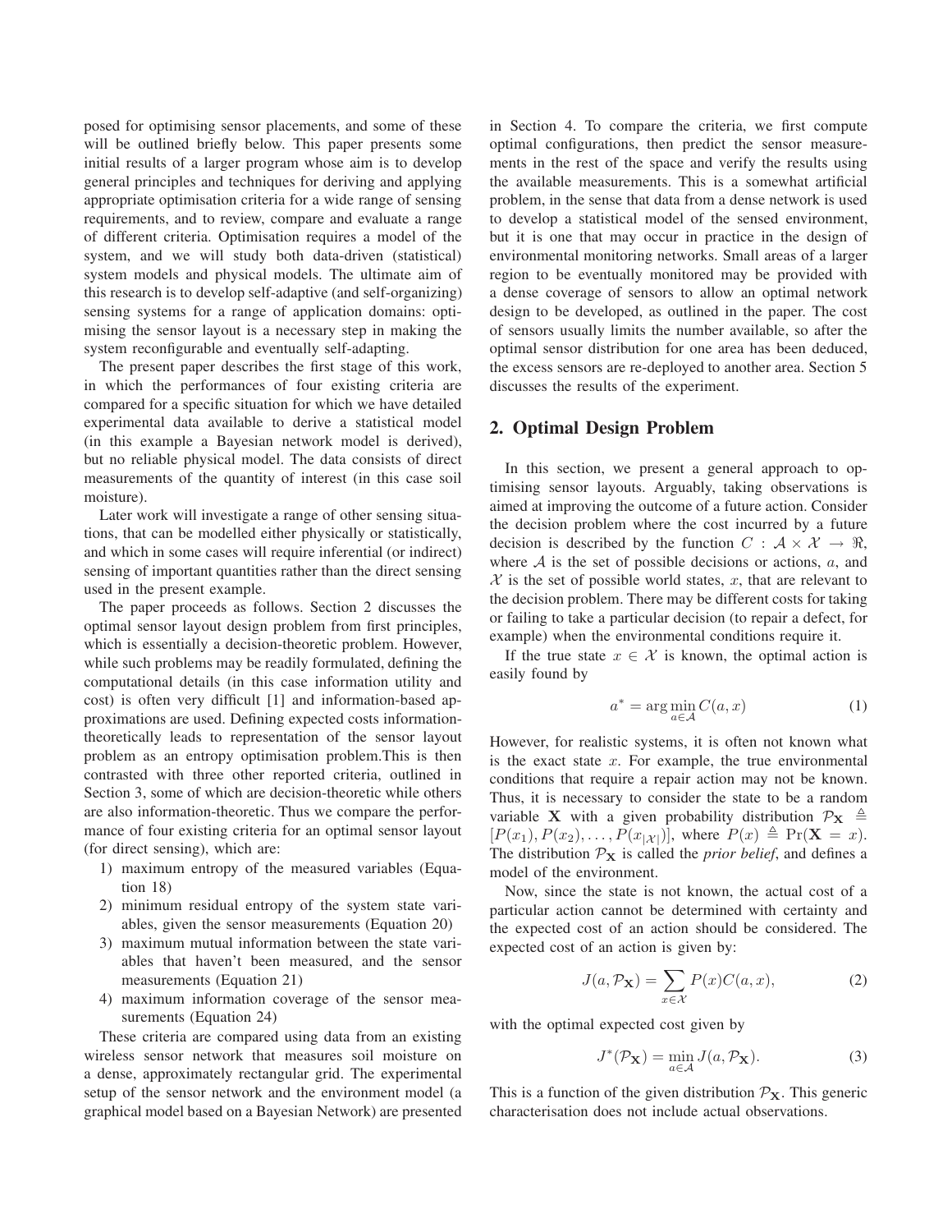posed for optimising sensor placements, and some of these will be outlined briefly below. This paper presents some initial results of a larger program whose aim is to develop general principles and techniques for deriving and applying appropriate optimisation criteria for a wide range of sensing requirements, and to review, compare and evaluate a range of different criteria. Optimisation requires a model of the system, and we will study both data-driven (statistical) system models and physical models. The ultimate aim of this research is to develop self-adaptive (and self-organizing) sensing systems for a range of application domains: optimising the sensor layout is a necessary step in making the system reconfigurable and eventually self-adapting.

The present paper describes the first stage of this work, in which the performances of four existing criteria are compared for a specific situation for which we have detailed experimental data available to derive a statistical model (in this example a Bayesian network model is derived), but no reliable physical model. The data consists of direct measurements of the quantity of interest (in this case soil moisture).

Later work will investigate a range of other sensing situations, that can be modelled either physically or statistically, and which in some cases will require inferential (or indirect) sensing of important quantities rather than the direct sensing used in the present example.

The paper proceeds as follows. Section 2 discusses the optimal sensor layout design problem from first principles, which is essentially a decision-theoretic problem. However, while such problems may be readily formulated, defining the computational details (in this case information utility and cost) is often very difficult [1] and information-based approximations are used. Defining expected costs information-theoretically leads to representation of the sensor layout problem as an entropy optimisation problem.This is then contrasted with three other reported criteria, outlined in Section 3, some of which are decision-theoretic while others are also information-theoretic. Thus we compare the performance of four existing criteria for an optimal sensor layout (for direct sensing), which are:

1) maximum entropy of the measured variables (Equation 18)
2) minimum residual entropy of the system state variables, given the sensor measurements (Equation 20)
3) maximum mutual information between the state variables that haven't been measured, and the sensor measurements (Equation 21)
4) maximum information coverage of the sensor measurements (Equation 24)

These criteria are compared using data from an existing wireless sensor network that measures soil moisture on a dense, approximately rectangular grid. The experimental setup of the sensor network and the environment model (a graphical model based on a Bayesian Network) are presented in Section 4. To compare the criteria, we first compute optimal configurations, then predict the sensor measurements in the rest of the space and verify the results using the available measurements. This is a somewhat artificial problem, in the sense that data from a dense network is used to develop a statistical model of the sensed environment, but it is one that may occur in practice in the design of environmental monitoring networks. Small areas of a larger region to be eventually monitored may be provided with a dense coverage of sensors to allow an optimal network design to be developed, as outlined in the paper. The cost of sensors usually limits the number available, so after the optimal sensor distribution for one area has been deduced, the excess sensors are re-deployed to another area. Section 5 discusses the results of the experiment.

## 2. Optimal Design Problem

In this section, we present a general approach to optimising sensor layouts. Arguably, taking observations is aimed at improving the outcome of a future action. Consider the decision problem where the cost incurred by a future decision is described by the function $C : \mathcal{A} \times \mathcal{X} \rightarrow \Re$, where $\mathcal{A}$ is the set of possible decisions or actions, $a$, and $\mathcal{X}$ is the set of possible world states, $x$, that are relevant to the decision problem. There may be different costs for taking or failing to take a particular decision (to repair a defect, for example) when the environmental conditions require it.

If the true state $x \in \mathcal{X}$ is known, the optimal action is easily found by

$$a^* = \arg\min_{a \in \mathcal{A}} C(a, x) \tag{1}$$

However, for realistic systems, it is often not known what is the exact state $x$. For example, the true environmental conditions that require a repair action may not be known. Thus, it is necessary to consider the state to be a random variable $\mathbf{X}$ with a given probability distribution $\mathcal{P}_{\mathbf{X}} \triangleq [P(x_1), P(x_2), \ldots, P(x_{|\mathcal{X}|})]$, where $P(x) \triangleq \Pr(\mathbf{X} = x)$. The distribution $\mathcal{P}_{\mathbf{X}}$ is called the *prior belief*, and defines a model of the environment.

Now, since the state is not known, the actual cost of a particular action cannot be determined with certainty and the expected cost of an action should be considered. The expected cost of an action is given by:

$$J(a, \mathcal{P}_{\mathbf{X}}) = \sum_{x \in \mathcal{X}} P(x) C(a, x), \tag{2}$$

with the optimal expected cost given by

$$J^*(\mathcal{P}_{\mathbf{X}}) = \min_{a \in \mathcal{A}} J(a, \mathcal{P}_{\mathbf{X}}). \tag{3}$$

This is a function of the given distribution $\mathcal{P}_{\mathbf{X}}$. This generic characterisation does not include actual observations.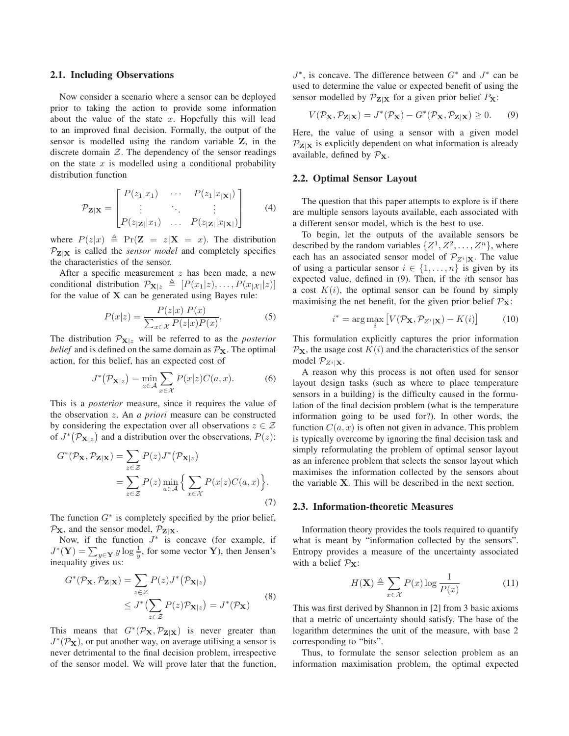### 2.1. Including Observations

Now consider a scenario where a sensor can be deployed prior to taking the action to provide some information about the value of the state $x$. Hopefully this will lead to an improved final decision. Formally, the output of the sensor is modelled using the random variable $\mathbf{Z}$, in the discrete domain $\mathcal{Z}$. The dependency of the sensor readings on the state $x$ is modelled using a conditional probability distribution function

$$\mathcal{P}_{\mathbf{Z}|\mathbf{X}} = \begin{bmatrix} P(z_1|x_1) & \cdots & P(z_1|x_{|\mathbf{X}|}) \\ \vdots & \ddots & \vdots \\ P(z_{|\mathbf{Z}|}|x_1) & \dots & P(z_{|\mathbf{Z}|}|x_{|\mathbf{X}|}) \end{bmatrix} \tag{4}$$

where $P(z|x) \triangleq \Pr(\mathbf{Z} = z|\mathbf{X} = x)$. The distribution $\mathcal{P}_{\mathbf{Z}|\mathbf{X}}$ is called the *sensor model* and completely specifies the characteristics of the sensor.

After a specific measurement $z$ has been made, a new conditional distribution $\mathcal{P}_{\mathbf{X}|z} \triangleq [P(x_1|z), \dots, P(x_{|\mathcal{X}|}|z)]$ for the value of $\mathbf{X}$ can be generated using Bayes rule:

$$P(x|z) = \frac{P(z|x)\; P(x)}{\sum_{x \in \mathcal{X}} P(z|x)P(x)}, \tag{5}$$

The distribution $\mathcal{P}_{\mathbf{X}|z}$ will be referred to as the *posterior belief* and is defined on the same domain as $\mathcal{P}_{\mathbf{X}}$. The optimal action, for this belief, has an expected cost of

$$J^*\big(\mathcal{P}_{\mathbf{X}|z}\big) = \min_{a \in \mathcal{A}} \sum_{x \in \mathcal{X}} P(x|z)C(a, x). \tag{6}$$

This is a *posterior* measure, since it requires the value of the observation $z$. An *a priori* measure can be constructed by considering the expectation over all observations $z \in \mathcal{Z}$ of $J^*\big(\mathcal{P}_{\mathbf{X}|z}\big)$ and a distribution over the observations, $P(z)$:

$$\begin{aligned} G^*(\mathcal{P}_{\mathbf{X}}, \mathcal{P}_{\mathbf{Z}|\mathbf{X}}) &= \sum_{z \in \mathcal{Z}} P(z) J^*\big(\mathcal{P}_{\mathbf{X}|z}\big) \\ &= \sum_{z \in \mathcal{Z}} P(z) \min_{a \in \mathcal{A}} \Big\{ \sum_{x \in \mathcal{X}} P(x|z)C(a, x) \Big\}. \end{aligned} \tag{7}$$

The function $G^*$ is completely specified by the prior belief, $\mathcal{P}_{\mathbf{X}}$, and the sensor model, $\mathcal{P}_{\mathbf{Z}|\mathbf{X}}$.

Now, if the function $J^*$ is concave (for example, if $J^*(\mathbf{Y}) = \sum_{y \in \mathbf{Y}} y \log \frac{1}{y}$, for some vector $\mathbf{Y}$), then Jensen's inequality gives us:

$$\begin{aligned} G^*(\mathcal{P}_{\mathbf{X}}, \mathcal{P}_{\mathbf{Z}|\mathbf{X}}) &= \sum_{z \in \mathcal{Z}} P(z) J^*\big(\mathcal{P}_{\mathbf{X}|z}\big) \\ &\leq J^*\big(\sum_{z \in \mathcal{Z}} P(z) \mathcal{P}_{\mathbf{X}|z}\big) = J^*(\mathcal{P}_{\mathbf{X}}) \end{aligned} \tag{8}$$

This means that $G^*(\mathcal{P}_{\mathbf{X}}, \mathcal{P}_{\mathbf{Z}|\mathbf{X}})$ is never greater than $J^*(\mathcal{P}_{\mathbf{X}})$, or put another way, on average utilising a sensor is never detrimental to the final decision problem, irrespective of the sensor model. We will prove later that the function, $J^*$, is concave. The difference between $G^*$ and $J^*$ can be used to determine the value or expected benefit of using the sensor modelled by $\mathcal{P}_{\mathbf{Z}|\mathbf{X}}$ for a given prior belief $P_{\mathbf{X}}$:

$$V(\mathcal{P}_{\mathbf{X}}, \mathcal{P}_{\mathbf{Z}|\mathbf{X}}) = J^*(\mathcal{P}_{\mathbf{X}}) - G^*(\mathcal{P}_{\mathbf{X}}, \mathcal{P}_{\mathbf{Z}|\mathbf{X}}) \geq 0. \tag{9}$$

Here, the value of using a sensor with a given model $\mathcal{P}_{\mathbf{Z}|\mathbf{X}}$ is explicitly dependent on what information is already available, defined by $\mathcal{P}_{\mathbf{X}}$.

### 2.2. Optimal Sensor Layout

The question that this paper attempts to explore is if there are multiple sensors layouts available, each associated with a different sensor model, which is the best to use.

To begin, let the outputs of the available sensors be described by the random variables $\{Z^1, Z^2, \dots, Z^n\}$, where each has an associated sensor model of $\mathcal{P}_{Z^i|\mathbf{X}}$. The value of using a particular sensor $i \in \{1, \dots, n\}$ is given by its expected value, defined in (9). Then, if the $i$th sensor has a cost $K(i)$, the optimal sensor can be found by simply maximising the net benefit, for the given prior belief $\mathcal{P}_{\mathbf{X}}$:

$$i^* = \arg\max_i \big[V(\mathcal{P}_{\mathbf{X}}, \mathcal{P}_{Z^i|\mathbf{X}}) - K(i)\big] \tag{10}$$

This formulation explicitly captures the prior information $\mathcal{P}_{\mathbf{X}}$, the usage cost $K(i)$ and the characteristics of the sensor model $\mathcal{P}_{Z^i|\mathbf{X}}$.

A reason why this process is not often used for sensor layout design tasks (such as where to place temperature sensors in a building) is the difficulty caused in the formulation of the final decision problem (what is the temperature information going to be used for?). In other words, the function $C(a, x)$ is often not given in advance. This problem is typically overcome by ignoring the final decision task and simply reformulating the problem of optimal sensor layout as an inference problem that selects the sensor layout which maximises the information collected by the sensors about the variable $\mathbf{X}$. This will be described in the next section.

### 2.3. Information-theoretic Measures

Information theory provides the tools required to quantify what is meant by "information collected by the sensors". Entropy provides a measure of the uncertainty associated with a belief $\mathcal{P}_{\mathbf{X}}$:

$$H(\mathbf{X}) \triangleq \sum_{x \in \mathcal{X}} P(x) \log \frac{1}{P(x)} \tag{11}$$

This was first derived by Shannon in [2] from 3 basic axioms that a metric of uncertainty should satisfy. The base of the logarithm determines the unit of the measure, with base 2 corresponding to "bits".

Thus, to formulate the sensor selection problem as an information maximisation problem, the optimal expected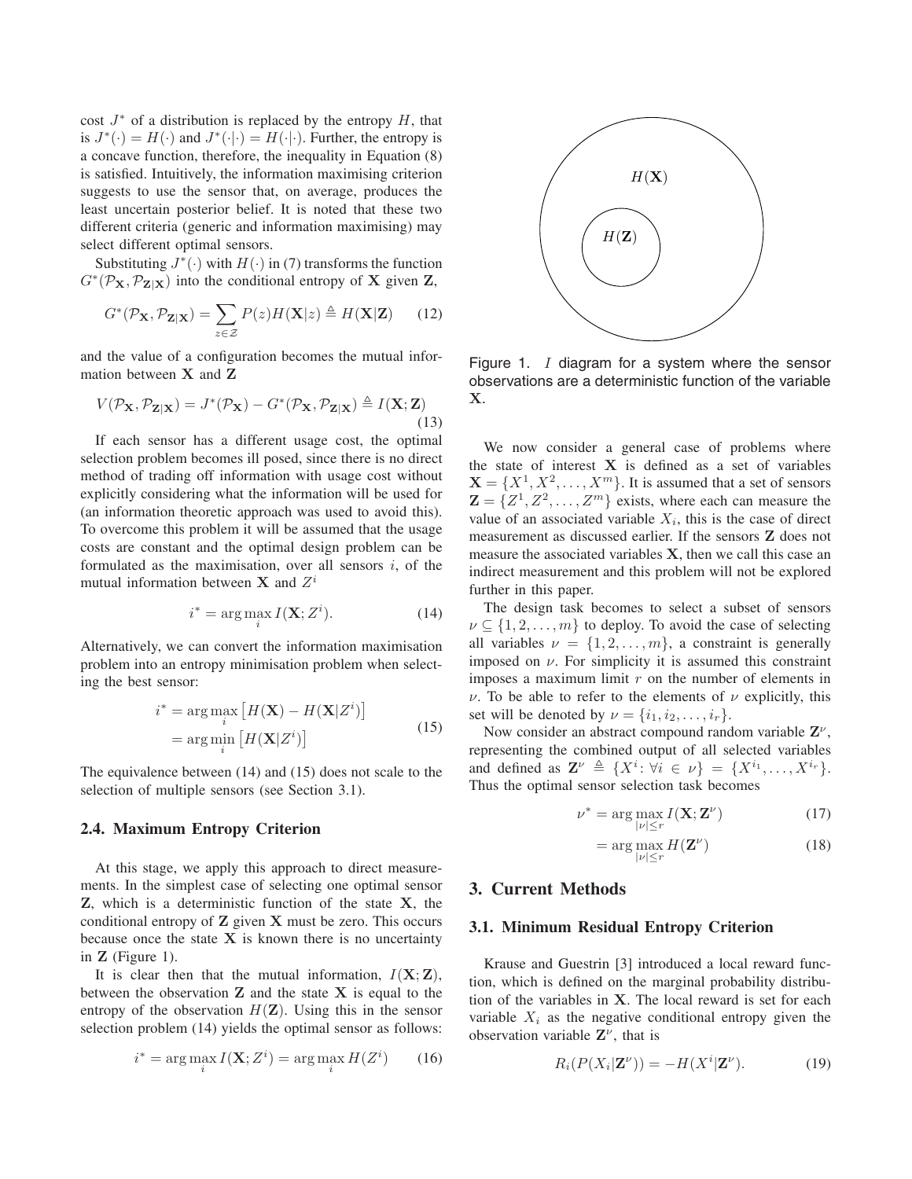cost $J^*$ of a distribution is replaced by the entropy $H$, that is $J^*(\cdot) = H(\cdot)$ and $J^*(\cdot|\cdot) = H(\cdot|\cdot)$. Further, the entropy is a concave function, therefore, the inequality in Equation (8) is satisfied. Intuitively, the information maximising criterion suggests to use the sensor that, on average, produces the least uncertain posterior belief. It is noted that these two different criteria (generic and information maximising) may select different optimal sensors.

Substituting $J^*(\cdot)$ with $H(\cdot)$ in (7) transforms the function $G^*(\mathcal{P}_{\mathbf{X}}, \mathcal{P}_{\mathbf{Z}|\mathbf{X}})$ into the conditional entropy of $\mathbf{X}$ given $\mathbf{Z}$,

$$G^*(\mathcal{P}_{\mathbf{X}}, \mathcal{P}_{\mathbf{Z}|\mathbf{X}}) = \sum_{z \in \mathcal{Z}} P(z) H(\mathbf{X}|z) \triangleq H(\mathbf{X}|\mathbf{Z}) \qquad (12)$$

and the value of a configuration becomes the mutual information between $\mathbf{X}$ and $\mathbf{Z}$

$$V(\mathcal{P}_{\mathbf{X}}, \mathcal{P}_{\mathbf{Z}|\mathbf{X}}) = J^*(\mathcal{P}_{\mathbf{X}}) - G^*(\mathcal{P}_{\mathbf{X}}, \mathcal{P}_{\mathbf{Z}|\mathbf{X}}) \triangleq I(\mathbf{X}; \mathbf{Z}) \qquad (13)$$

If each sensor has a different usage cost, the optimal selection problem becomes ill posed, since there is no direct method of trading off information with usage cost without explicitly considering what the information will be used for (an information theoretic approach was used to avoid this). To overcome this problem it will be assumed that the usage costs are constant and the optimal design problem can be formulated as the maximisation, over all sensors $i$, of the mutual information between $\mathbf{X}$ and $Z^i$

$$i^* = \arg\max_i I(\mathbf{X}; Z^i). \qquad (14)$$

Alternatively, we can convert the information maximisation problem into an entropy minimisation problem when selecting the best sensor:

$$\begin{aligned} i^* &= \arg\max_i \left[ H(\mathbf{X}) - H(\mathbf{X}|Z^i) \right] \\ &= \arg\min_i \left[ H(\mathbf{X}|Z^i) \right] \end{aligned} \qquad (15)$$

The equivalence between (14) and (15) does not scale to the selection of multiple sensors (see Section 3.1).

### 2.4. Maximum Entropy Criterion

At this stage, we apply this approach to direct measurements. In the simplest case of selecting one optimal sensor $\mathbf{Z}$, which is a deterministic function of the state $\mathbf{X}$, the conditional entropy of $\mathbf{Z}$ given $\mathbf{X}$ must be zero. This occurs because once the state $\mathbf{X}$ is known there is no uncertainty in $\mathbf{Z}$ (Figure 1).

It is clear then that the mutual information, $I(\mathbf{X}; \mathbf{Z})$, between the observation $\mathbf{Z}$ and the state $\mathbf{X}$ is equal to the entropy of the observation $H(\mathbf{Z})$. Using this in the sensor selection problem (14) yields the optimal sensor as follows:

$$i^* = \arg\max_i I(\mathbf{X}; Z^i) = \arg\max_i H(Z^i) \qquad (16)$$

$H(\mathbf{X})$

$H(\mathbf{Z})$

Figure 1. $I$ diagram for a system where the sensor observations are a deterministic function of the variable $\mathbf{X}$.

We now consider a general case of problems where the state of interest $\mathbf{X}$ is defined as a set of variables $\mathbf{X} = \{X^1, X^2, \ldots, X^m\}$. It is assumed that a set of sensors $\mathbf{Z} = \{Z^1, Z^2, \ldots, Z^m\}$ exists, where each can measure the value of an associated variable $X_i$, this is the case of direct measurement as discussed earlier. If the sensors $\mathbf{Z}$ does not measure the associated variables $\mathbf{X}$, then we call this case an indirect measurement and this problem will not be explored further in this paper.

The design task becomes to select a subset of sensors $\nu \subseteq \{1, 2, \ldots, m\}$ to deploy. To avoid the case of selecting all variables $\nu = \{1, 2, \ldots, m\}$, a constraint is generally imposed on $\nu$. For simplicity it is assumed this constraint imposes a maximum limit $r$ on the number of elements in $\nu$. To be able to refer to the elements of $\nu$ explicitly, this set will be denoted by $\nu = \{i_1, i_2, \ldots, i_r\}$.

Now consider an abstract compound random variable $\mathbf{Z}^\nu$, representing the combined output of all selected variables and defined as $\mathbf{Z}^\nu \triangleq \{X^i \colon \forall i \in \nu\} = \{X^{i_1}, \ldots, X^{i_r}\}$. Thus the optimal sensor selection task becomes

$$\nu^* = \arg\max_{|\nu| \le r} I(\mathbf{X}; \mathbf{Z}^\nu) \qquad (17)$$

$$= \arg\max_{|\nu| \le r} H(\mathbf{Z}^\nu) \qquad (18)$$

## 3. Current Methods

### 3.1. Minimum Residual Entropy Criterion

Krause and Guestrin [3] introduced a local reward function, which is defined on the marginal probability distribution of the variables in $\mathbf{X}$. The local reward is set for each variable $X_i$ as the negative conditional entropy given the observation variable $\mathbf{Z}^\nu$, that is

$$R_i(P(X_i|\mathbf{Z}^\nu)) = -H(X^i|\mathbf{Z}^\nu). \qquad (19)$$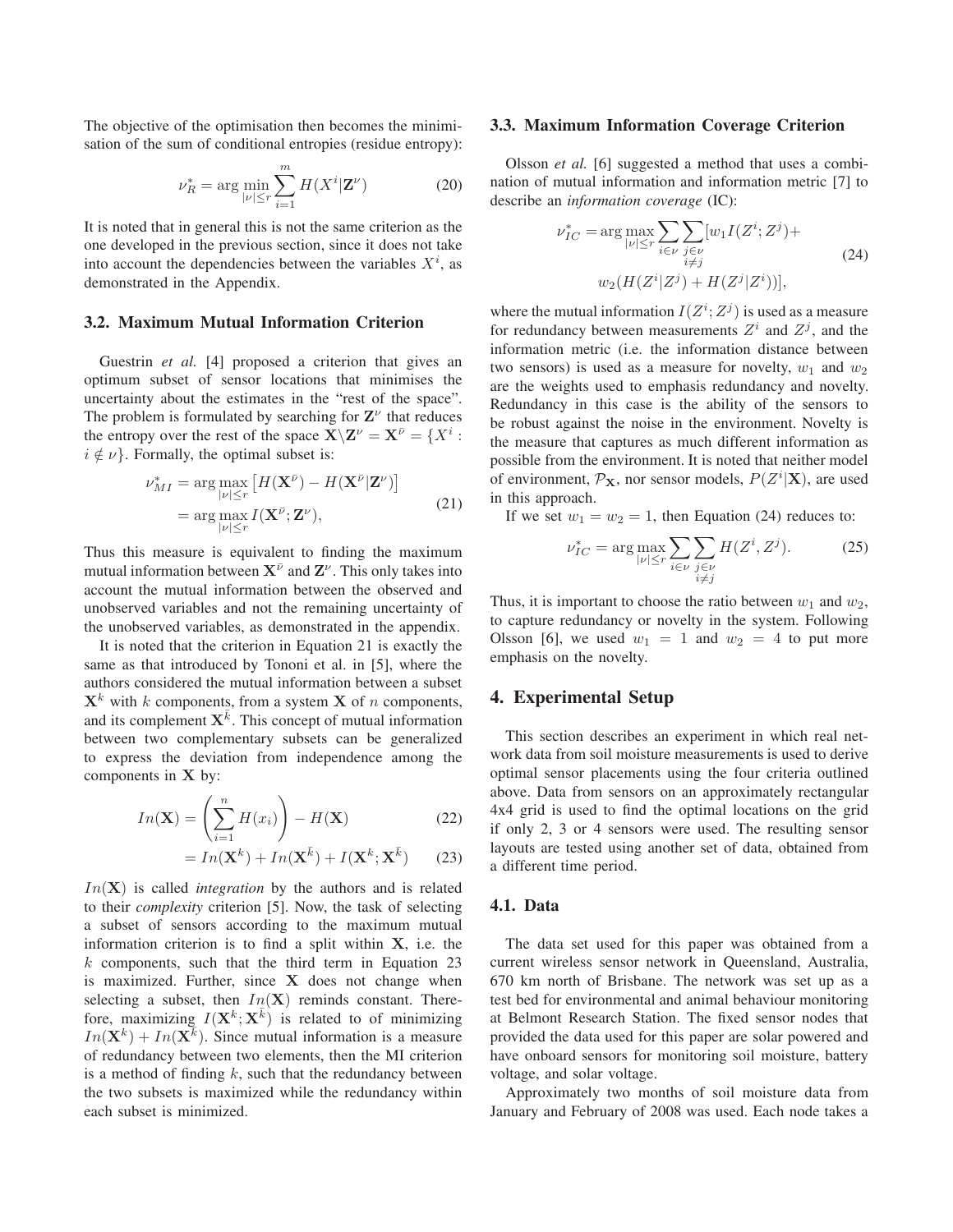The objective of the optimisation then becomes the minimisation of the sum of conditional entropies (residue entropy):

$$\nu_R^* = \arg\min_{|\nu| \le r} \sum_{i=1}^{m} H(X^i | \mathbf{Z}^\nu) \tag{20}$$

It is noted that in general this is not the same criterion as the one developed in the previous section, since it does not take into account the dependencies between the variables $X^i$, as demonstrated in the Appendix.

### 3.2. Maximum Mutual Information Criterion

Guestrin *et al.* [4] proposed a criterion that gives an optimum subset of sensor locations that minimises the uncertainty about the estimates in the "rest of the space". The problem is formulated by searching for $\mathbf{Z}^\nu$ that reduces the entropy over the rest of the space $\mathbf{X} \backslash \mathbf{Z}^\nu = \mathbf{X}^{\bar{\nu}} = \{X^i : i \notin \nu\}$. Formally, the optimal subset is:

$$\begin{aligned}
\nu_{MI}^* &= \arg\max_{|\nu| \le r} \left[ H(\mathbf{X}^{\bar{\nu}}) - H(\mathbf{X}^{\bar{\nu}} | \mathbf{Z}^\nu) \right] \\
&= \arg\max_{|\nu| \le r} I(\mathbf{X}^{\bar{\nu}}; \mathbf{Z}^\nu),
\end{aligned} \tag{21}$$

Thus this measure is equivalent to finding the maximum mutual information between $\mathbf{X}^{\bar{\nu}}$ and $\mathbf{Z}^\nu$. This only takes into account the mutual information between the observed and unobserved variables and not the remaining uncertainty of the unobserved variables, as demonstrated in the appendix.

It is noted that the criterion in Equation 21 is exactly the same as that introduced by Tononi et al. in [5], where the authors considered the mutual information between a subset $\mathbf{X}^k$ with $k$ components, from a system $\mathbf{X}$ of $n$ components, and its complement $\mathbf{X}^{\bar{k}}$. This concept of mutual information between two complementary subsets can be generalized to express the deviation from independence among the components in $\mathbf{X}$ by:

$$In(\mathbf{X}) = \left( \sum_{i=1}^{n} H(x_i) \right) - H(\mathbf{X}) \tag{22}$$

$$= In(\mathbf{X}^k) + In(\mathbf{X}^{\bar{k}}) + I(\mathbf{X}^k; \mathbf{X}^{\bar{k}}) \tag{23}$$

$In(\mathbf{X})$ is called *integration* by the authors and is related to their *complexity* criterion [5]. Now, the task of selecting a subset of sensors according to the maximum mutual information criterion is to find a split within $\mathbf{X}$, i.e. the $k$ components, such that the third term in Equation 23 is maximized. Further, since $\mathbf{X}$ does not change when selecting a subset, then $In(\mathbf{X})$ reminds constant. Therefore, maximizing $I(\mathbf{X}^k; \mathbf{X}^{\bar{k}})$ is related to of minimizing $In(\mathbf{X}^k) + In(\mathbf{X}^{\bar{k}})$. Since mutual information is a measure of redundancy between two elements, then the MI criterion is a method of finding $k$, such that the redundancy between the two subsets is maximized while the redundancy within each subset is minimized.

### 3.3. Maximum Information Coverage Criterion

Olsson *et al.* [6] suggested a method that uses a combination of mutual information and information metric [7] to describe an *information coverage* (IC):

$$\begin{aligned}
\nu_{IC}^* = \arg\max_{|\nu| \le r} \sum_{i \in \nu} \sum_{\substack{j \in \nu \\ i \neq j}} [& w_1 I(Z^i; Z^j) + \\
& w_2 (H(Z^i | Z^j) + H(Z^j | Z^i))],
\end{aligned} \tag{24}$$

where the mutual information $I(Z^i; Z^j)$ is used as a measure for redundancy between measurements $Z^i$ and $Z^j$, and the information metric (i.e. the information distance between two sensors) is used as a measure for novelty, $w_1$ and $w_2$ are the weights used to emphasis redundancy and novelty. Redundancy in this case is the ability of the sensors to be robust against the noise in the environment. Novelty is the measure that captures as much different information as possible from the environment. It is noted that neither model of environment, $\mathcal{P}_\mathbf{X}$, nor sensor models, $P(Z^i | \mathbf{X})$, are used in this approach.

If we set $w_1 = w_2 = 1$, then Equation (24) reduces to:

$$\nu_{IC}^* = \arg\max_{|\nu| \le r} \sum_{i \in \nu} \sum_{\substack{j \in \nu \\ i \neq j}} H(Z^i, Z^j). \tag{25}$$

Thus, it is important to choose the ratio between $w_1$ and $w_2$, to capture redundancy or novelty in the system. Following Olsson [6], we used $w_1 = 1$ and $w_2 = 4$ to put more emphasis on the novelty.

## 4. Experimental Setup

This section describes an experiment in which real network data from soil moisture measurements is used to derive optimal sensor placements using the four criteria outlined above. Data from sensors on an approximately rectangular 4x4 grid is used to find the optimal locations on the grid if only 2, 3 or 4 sensors were used. The resulting sensor layouts are tested using another set of data, obtained from a different time period.

### 4.1. Data

The data set used for this paper was obtained from a current wireless sensor network in Queensland, Australia, 670 km north of Brisbane. The network was set up as a test bed for environmental and animal behaviour monitoring at Belmont Research Station. The fixed sensor nodes that provided the data used for this paper are solar powered and have onboard sensors for monitoring soil moisture, battery voltage, and solar voltage.

Approximately two months of soil moisture data from January and February of 2008 was used. Each node takes a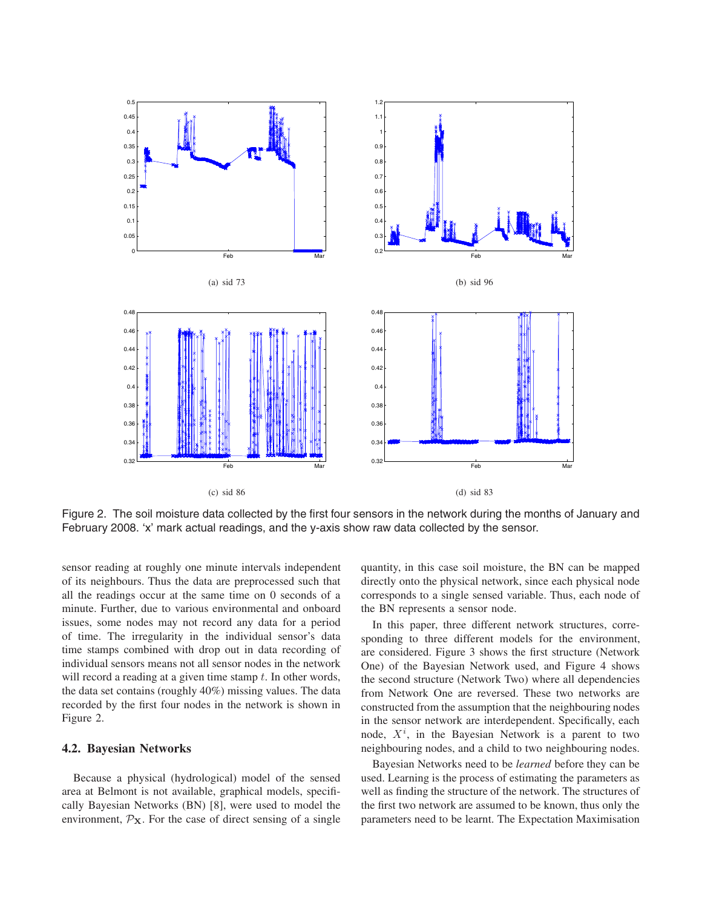(a) sid 73

(b) sid 96

(c) sid 86

(d) sid 83

Figure 2. The soil moisture data collected by the first four sensors in the network during the months of January and February 2008. 'x' mark actual readings, and the y-axis show raw data collected by the sensor.

sensor reading at roughly one minute intervals independent of its neighbours. Thus the data are preprocessed such that all the readings occur at the same time on 0 seconds of a minute. Further, due to various environmental and onboard issues, some nodes may not record any data for a period of time. The irregularity in the individual sensor's data time stamps combined with drop out in data recording of individual sensors means not all sensor nodes in the network will record a reading at a given time stamp $t$. In other words, the data set contains (roughly 40%) missing values. The data recorded by the first four nodes in the network is shown in Figure 2.

### 4.2. Bayesian Networks

Because a physical (hydrological) model of the sensed area at Belmont is not available, graphical models, specifically Bayesian Networks (BN) [8], were used to model the environment, $\mathcal{P}_{\mathbf{X}}$. For the case of direct sensing of a single quantity, in this case soil moisture, the BN can be mapped directly onto the physical network, since each physical node corresponds to a single sensed variable. Thus, each node of the BN represents a sensor node.

In this paper, three different network structures, corresponding to three different models for the environment, are considered. Figure 3 shows the first structure (Network One) of the Bayesian Network used, and Figure 4 shows the second structure (Network Two) where all dependencies from Network One are reversed. These two networks are constructed from the assumption that the neighbouring nodes in the sensor network are interdependent. Specifically, each node, $X^i$, in the Bayesian Network is a parent to two neighbouring nodes, and a child to two neighbouring nodes.

Bayesian Networks need to be *learned* before they can be used. Learning is the process of estimating the parameters as well as finding the structure of the network. The structures of the first two network are assumed to be known, thus only the parameters need to be learnt. The Expectation Maximisation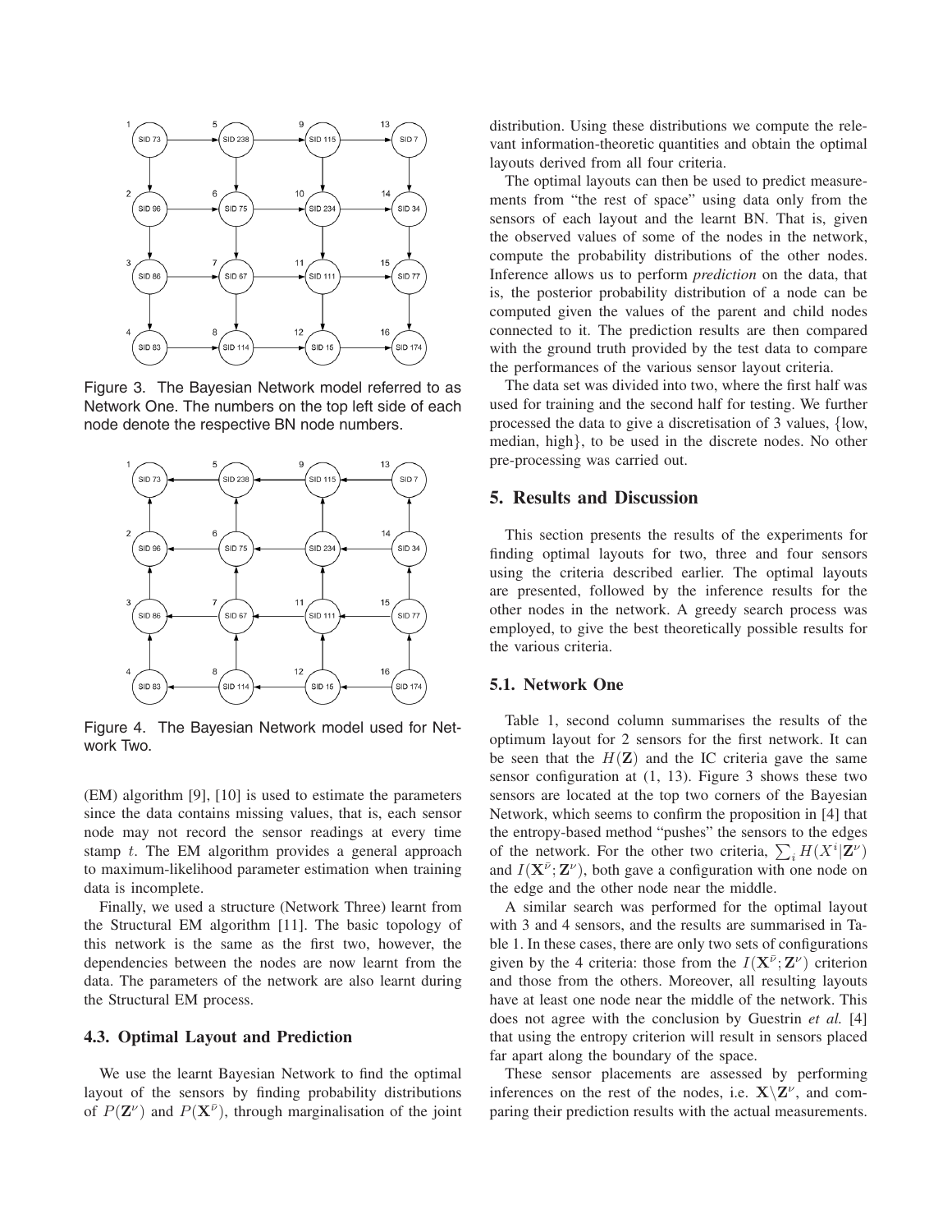Figure 3. The Bayesian Network model referred to as Network One. The numbers on the top left side of each node denote the respective BN node numbers.

Figure 4. The Bayesian Network model used for Network Two.

(EM) algorithm [9], [10] is used to estimate the parameters since the data contains missing values, that is, each sensor node may not record the sensor readings at every time stamp $t$. The EM algorithm provides a general approach to maximum-likelihood parameter estimation when training data is incomplete.

Finally, we used a structure (Network Three) learnt from the Structural EM algorithm [11]. The basic topology of this network is the same as the first two, however, the dependencies between the nodes are now learnt from the data. The parameters of the network are also learnt during the Structural EM process.

### 4.3. Optimal Layout and Prediction

We use the learnt Bayesian Network to find the optimal layout of the sensors by finding probability distributions of $P(\mathbf{Z}^{\nu})$ and $P(\mathbf{X}^{\bar{\nu}})$, through marginalisation of the joint distribution. Using these distributions we compute the relevant information-theoretic quantities and obtain the optimal layouts derived from all four criteria.

The optimal layouts can then be used to predict measurements from "the rest of space" using data only from the sensors of each layout and the learnt BN. That is, given the observed values of some of the nodes in the network, compute the probability distributions of the other nodes. Inference allows us to perform *prediction* on the data, that is, the posterior probability distribution of a node can be computed given the values of the parent and child nodes connected to it. The prediction results are then compared with the ground truth provided by the test data to compare the performances of the various sensor layout criteria.

The data set was divided into two, where the first half was used for training and the second half for testing. We further processed the data to give a discretisation of 3 values, {low, median, high}, to be used in the discrete nodes. No other pre-processing was carried out.

## 5. Results and Discussion

This section presents the results of the experiments for finding optimal layouts for two, three and four sensors using the criteria described earlier. The optimal layouts are presented, followed by the inference results for the other nodes in the network. A greedy search process was employed, to give the best theoretically possible results for the various criteria.

### 5.1. Network One

Table 1, second column summarises the results of the optimum layout for 2 sensors for the first network. It can be seen that the $H(\mathbf{Z})$ and the IC criteria gave the same sensor configuration at (1, 13). Figure 3 shows these two sensors are located at the top two corners of the Bayesian Network, which seems to confirm the proposition in [4] that the entropy-based method "pushes" the sensors to the edges of the network. For the other two criteria, $\sum_i H(X^i|\mathbf{Z}^{\nu})$ and $I(\mathbf{X}^{\bar{\nu}};\mathbf{Z}^{\nu})$, both gave a configuration with one node on the edge and the other node near the middle.

A similar search was performed for the optimal layout with 3 and 4 sensors, and the results are summarised in Table 1. In these cases, there are only two sets of configurations given by the 4 criteria: those from the $I(\mathbf{X}^{\bar{\nu}};\mathbf{Z}^{\nu})$ criterion and those from the others. Moreover, all resulting layouts have at least one node near the middle of the network. This does not agree with the conclusion by Guestrin *et al.* [4] that using the entropy criterion will result in sensors placed far apart along the boundary of the space.

These sensor placements are assessed by performing inferences on the rest of the nodes, i.e. $\mathbf{X}\backslash\mathbf{Z}^{\nu}$, and comparing their prediction results with the actual measurements.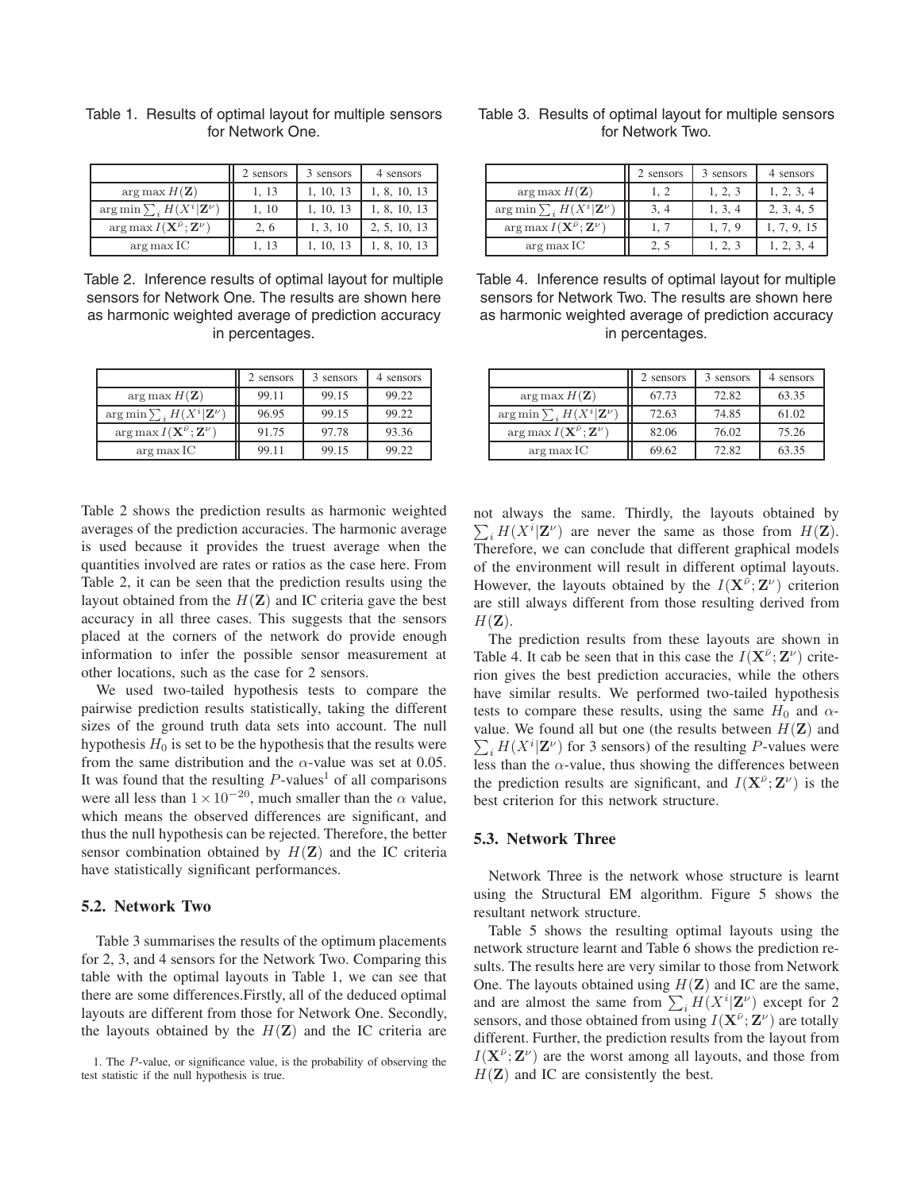Table 1. Results of optimal layout for multiple sensors for Network One.

| | 2 sensors | 3 sensors | 4 sensors |
|---|---|---|---|
| $\arg\max H(\mathbf{Z})$ | 1, 13 | 1, 10, 13 | 1, 8, 10, 13 |
| $\arg\min \sum_i H(X^i\vert\mathbf{Z}^\nu)$ | 1, 10 | 1, 10, 13 | 1, 8, 10, 13 |
| $\arg\max I(\mathbf{X}^{\bar{\nu}};\mathbf{Z}^\nu)$ | 2, 6 | 1, 3, 10 | 2, 5, 10, 13 |
| $\arg\max$ IC | 1, 13 | 1, 10, 13 | 1, 8, 10, 13 |

Table 2. Inference results of optimal layout for multiple sensors for Network One. The results are shown here as harmonic weighted average of prediction accuracy in percentages.

| | 2 sensors | 3 sensors | 4 sensors |
|---|---|---|---|
| $\arg\max H(\mathbf{Z})$ | 99.11 | 99.15 | 99.22 |
| $\arg\min \sum_i H(X^i\vert\mathbf{Z}^\nu)$ | 96.95 | 99.15 | 99.22 |
| $\arg\max I(\mathbf{X}^{\bar{\nu}};\mathbf{Z}^\nu)$ | 91.75 | 97.78 | 93.36 |
| $\arg\max$ IC | 99.11 | 99.15 | 99.22 |

Table 2 shows the prediction results as harmonic weighted averages of the prediction accuracies. The harmonic average is used because it provides the truest average when the quantities involved are rates or ratios as the case here. From Table 2, it can be seen that the prediction results using the layout obtained from the $H(\mathbf{Z})$ and IC criteria gave the best accuracy in all three cases. This suggests that the sensors placed at the corners of the network do provide enough information to infer the possible sensor measurement at other locations, such as the case for 2 sensors.

We used two-tailed hypothesis tests to compare the pairwise prediction results statistically, taking the different sizes of the ground truth data sets into account. The null hypothesis $H_0$ is set to be the hypothesis that the results were from the same distribution and the $\alpha$-value was set at 0.05. It was found that the resulting $P$-values[1] of all comparisons were all less than $1 \times 10^{-20}$, much smaller than the $\alpha$ value, which means the observed differences are significant, and thus the null hypothesis can be rejected. Therefore, the better sensor combination obtained by $H(\mathbf{Z})$ and the IC criteria have statistically significant performances.

### 5.2. Network Two

Table 3 summarises the results of the optimum placements for 2, 3, and 4 sensors for the Network Two. Comparing this table with the optimal layouts in Table 1, we can see that there are some differences.Firstly, all of the deduced optimal layouts are different from those for Network One. Secondly, the layouts obtained by the $H(\mathbf{Z})$ and the IC criteria are not always the same. Thirdly, the layouts obtained by $\sum_i H(X^i|\mathbf{Z}^\nu)$ are never the same as those from $H(\mathbf{Z})$. Therefore, we can conclude that different graphical models of the environment will result in different optimal layouts. However, the layouts obtained by the $I(\mathbf{X}^{\bar{\nu}};\mathbf{Z}^\nu)$ criterion are still always different from those resulting derived from $H(\mathbf{Z})$.

Table 3. Results of optimal layout for multiple sensors for Network Two.

| | 2 sensors | 3 sensors | 4 sensors |
|---|---|---|---|
| $\arg\max H(\mathbf{Z})$ | 1, 2 | 1, 2, 3 | 1, 2, 3, 4 |
| $\arg\min \sum_i H(X^i\vert\mathbf{Z}^\nu)$ | 3, 4 | 1, 3, 4 | 2, 3, 4, 5 |
| $\arg\max I(\mathbf{X}^{\bar{\nu}};\mathbf{Z}^\nu)$ | 1, 7 | 1, 7, 9 | 1, 7, 9, 15 |
| $\arg\max$ IC | 2, 5 | 1, 2, 3 | 1, 2, 3, 4 |

Table 4. Inference results of optimal layout for multiple sensors for Network Two. The results are shown here as harmonic weighted average of prediction accuracy in percentages.

| | 2 sensors | 3 sensors | 4 sensors |
|---|---|---|---|
| $\arg\max H(\mathbf{Z})$ | 67.73 | 72.82 | 63.35 |
| $\arg\min \sum_i H(X^i\vert\mathbf{Z}^\nu)$ | 72.63 | 74.85 | 61.02 |
| $\arg\max I(\mathbf{X}^{\bar{\nu}};\mathbf{Z}^\nu)$ | 82.06 | 76.02 | 75.26 |
| $\arg\max$ IC | 69.62 | 72.82 | 63.35 |

The prediction results from these layouts are shown in Table 4. It cab be seen that in this case the $I(\mathbf{X}^{\bar{\nu}};\mathbf{Z}^\nu)$ criterion gives the best prediction accuracies, while the others have similar results. We performed two-tailed hypothesis tests to compare these results, using the same $H_0$ and $\alpha$-value. We found all but one (the results between $H(\mathbf{Z})$ and $\sum_i H(X^i|\mathbf{Z}^\nu)$ for 3 sensors) of the resulting $P$-values were less than the $\alpha$-value, thus showing the differences between the prediction results are significant, and $I(\mathbf{X}^{\bar{\nu}};\mathbf{Z}^\nu)$ is the best criterion for this network structure.

### 5.3. Network Three

Network Three is the network whose structure is learnt using the Structural EM algorithm. Figure 5 shows the resultant network structure.

Table 5 shows the resulting optimal layouts using the network structure learnt and Table 6 shows the prediction results. The results here are very similar to those from Network One. The layouts obtained using $H(\mathbf{Z})$ and IC are the same, and are almost the same from $\sum_i H(X^i|\mathbf{Z}^\nu)$ except for 2 sensors, and those obtained from using $I(\mathbf{X}^{\bar{\nu}};\mathbf{Z}^\nu)$ are totally different. Further, the prediction results from the layout from $I(\mathbf{X}^{\bar{\nu}};\mathbf{Z}^\nu)$ are the worst among all layouts, and those from $H(\mathbf{Z})$ and IC are consistently the best.

[1] The $P$-value, or significance value, is the probability of observing the test statistic if the null hypothesis is true.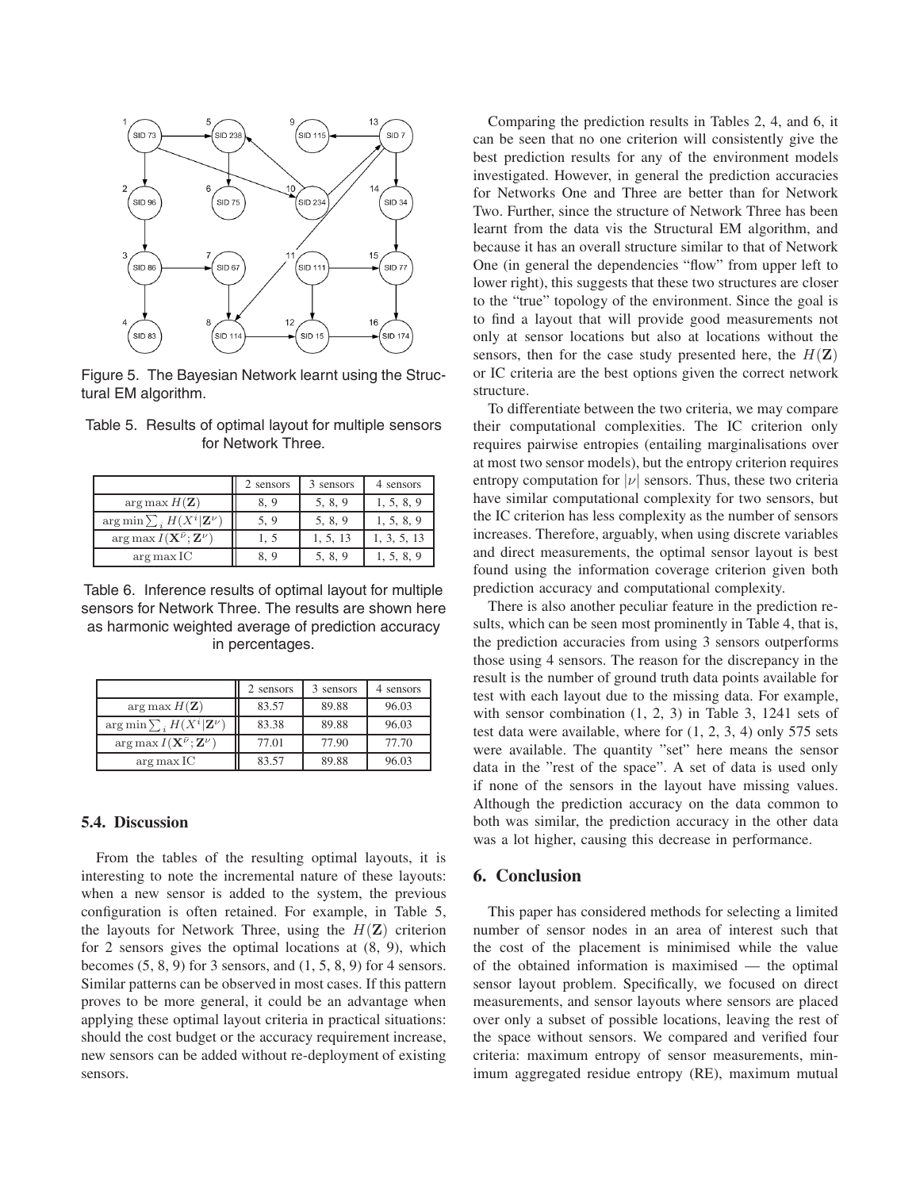Figure 5. The Bayesian Network learnt using the Structural EM algorithm.

Table 5. Results of optimal layout for multiple sensors for Network Three.

| | 2 sensors | 3 sensors | 4 sensors |
|---|---|---|---|
| $\arg\max H(\mathbf{Z})$ | 8, 9 | 5, 8, 9 | 1, 5, 8, 9 |
| $\arg\min \sum_i H(X^i \vert \mathbf{Z}^\nu)$ | 5, 9 | 5, 8, 9 | 1, 5, 8, 9 |
| $\arg\max I(\mathbf{X}^{\bar{\nu}}; \mathbf{Z}^\nu)$ | 1, 5 | 1, 5, 13 | 1, 3, 5, 13 |
| $\arg\max \text{IC}$ | 8, 9 | 5, 8, 9 | 1, 5, 8, 9 |

Table 6. Inference results of optimal layout for multiple sensors for Network Three. The results are shown here as harmonic weighted average of prediction accuracy in percentages.

| | 2 sensors | 3 sensors | 4 sensors |
|---|---|---|---|
| $\arg\max H(\mathbf{Z})$ | 83.57 | 89.88 | 96.03 |
| $\arg\min \sum_i H(X^i \vert \mathbf{Z}^\nu)$ | 83.38 | 89.88 | 96.03 |
| $\arg\max I(\mathbf{X}^{\bar{\nu}}; \mathbf{Z}^\nu)$ | 77.01 | 77.90 | 77.70 |
| $\arg\max \text{IC}$ | 83.57 | 89.88 | 96.03 |

### 5.4. Discussion

From the tables of the resulting optimal layouts, it is interesting to note the incremental nature of these layouts: when a new sensor is added to the system, the previous configuration is often retained. For example, in Table 5, the layouts for Network Three, using the $H(\mathbf{Z})$ criterion for 2 sensors gives the optimal locations at (8, 9), which becomes (5, 8, 9) for 3 sensors, and (1, 5, 8, 9) for 4 sensors. Similar patterns can be observed in most cases. If this pattern proves to be more general, it could be an advantage when applying these optimal layout criteria in practical situations: should the cost budget or the accuracy requirement increase, new sensors can be added without re-deployment of existing sensors.

Comparing the prediction results in Tables 2, 4, and 6, it can be seen that no one criterion will consistently give the best prediction results for any of the environment models investigated. However, in general the prediction accuracies for Networks One and Three are better than for Network Two. Further, since the structure of Network Three has been learnt from the data vis the Structural EM algorithm, and because it has an overall structure similar to that of Network One (in general the dependencies "flow" from upper left to lower right), this suggests that these two structures are closer to the "true" topology of the environment. Since the goal is to find a layout that will provide good measurements not only at sensor locations but also at locations without the sensors, then for the case study presented here, the $H(\mathbf{Z})$ or IC criteria are the best options given the correct network structure.

To differentiate between the two criteria, we may compare their computational complexities. The IC criterion only requires pairwise entropies (entailing marginalisations over at most two sensor models), but the entropy criterion requires entropy computation for $|\nu|$ sensors. Thus, these two criteria have similar computational complexity for two sensors, but the IC criterion has less complexity as the number of sensors increases. Therefore, arguably, when using discrete variables and direct measurements, the optimal sensor layout is best found using the information coverage criterion given both prediction accuracy and computational complexity.

There is also another peculiar feature in the prediction results, which can be seen most prominently in Table 4, that is, the prediction accuracies from using 3 sensors outperforms those using 4 sensors. The reason for the discrepancy in the result is the number of ground truth data points available for test with each layout due to the missing data. For example, with sensor combination (1, 2, 3) in Table 3, 1241 sets of test data were available, where for (1, 2, 3, 4) only 575 sets were available. The quantity "set" here means the sensor data in the "rest of the space". A set of data is used only if none of the sensors in the layout have missing values. Although the prediction accuracy on the data common to both was similar, the prediction accuracy in the other data was a lot higher, causing this decrease in performance.

## 6. Conclusion

This paper has considered methods for selecting a limited number of sensor nodes in an area of interest such that the cost of the placement is minimised while the value of the obtained information is maximised — the optimal sensor layout problem. Specifically, we focused on direct measurements, and sensor layouts where sensors are placed over only a subset of possible locations, leaving the rest of the space without sensors. We compared and verified four criteria: maximum entropy of sensor measurements, minimum aggregated residue entropy (RE), maximum mutual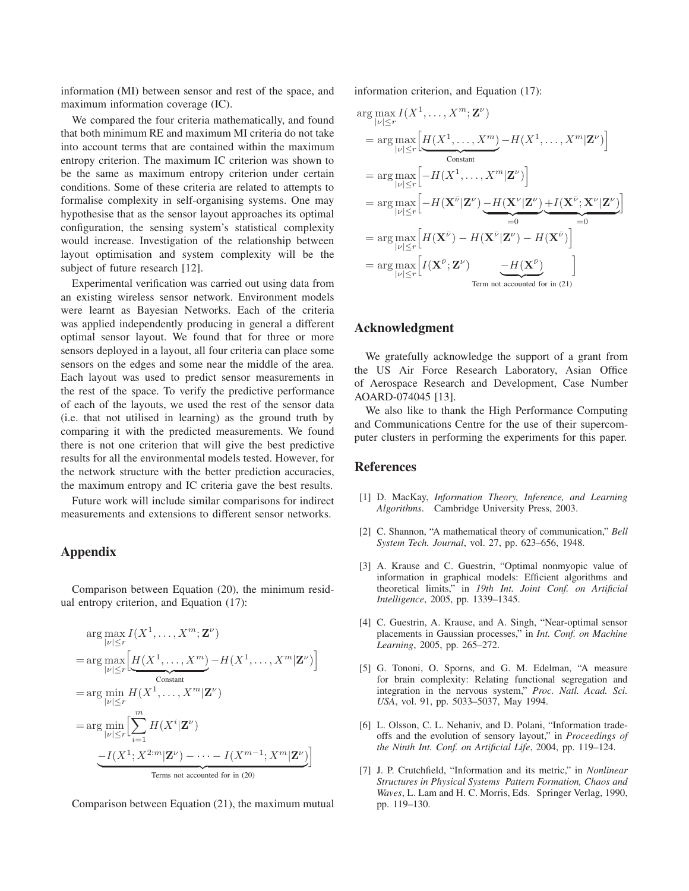information (MI) between sensor and rest of the space, and maximum information coverage (IC).

We compared the four criteria mathematically, and found that both minimum RE and maximum MI criteria do not take into account terms that are contained within the maximum entropy criterion. The maximum IC criterion was shown to be the same as maximum entropy criterion under certain conditions. Some of these criteria are related to attempts to formalise complexity in self-organising systems. One may hypothesise that as the sensor layout approaches its optimal configuration, the sensing system's statistical complexity would increase. Investigation of the relationship between layout optimisation and system complexity will be the subject of future research [12].

Experimental verification was carried out using data from an existing wireless sensor network. Environment models were learnt as Bayesian Networks. Each of the criteria was applied independently producing in general a different optimal sensor layout. We found that for three or more sensors deployed in a layout, all four criteria can place some sensors on the edges and some near the middle of the area. Each layout was used to predict sensor measurements in the rest of the space. To verify the predictive performance of each of the layouts, we used the rest of the sensor data (i.e. that not utilised in learning) as the ground truth by comparing it with the predicted measurements. We found there is not one criterion that will give the best predictive results for all the environmental models tested. However, for the network structure with the better prediction accuracies, the maximum entropy and IC criteria gave the best results.

Future work will include similar comparisons for indirect measurements and extensions to different sensor networks.

## Appendix

Comparison between Equation (20), the minimum residual entropy criterion, and Equation (17):

$$
\begin{aligned}
&\arg\max_{|\nu|\le r} I(X^1,\ldots,X^m;\mathbf{Z}^\nu) \\
&= \arg\max_{|\nu|\le r}\Big[\underbrace{H(X^1,\ldots,X^m)}_{\text{Constant}} - H(X^1,\ldots,X^m|\mathbf{Z}^\nu)\Big] \\
&= \arg\min_{|\nu|\le r} H(X^1,\ldots,X^m|\mathbf{Z}^\nu) \\
&= \arg\min_{|\nu|\le r}\Big[\sum_{i=1}^{m} H(X^i|\mathbf{Z}^\nu) \\
&\qquad \underbrace{-I(X^1;X^{2:m}|\mathbf{Z}^\nu) - \cdots - I(X^{m-1};X^m|\mathbf{Z}^\nu)}_{\text{Terms not accounted for in (20)}}\Big]
\end{aligned}
$$

Comparison between Equation (21), the maximum mutual information criterion, and Equation (17):

$$
\begin{aligned}
&\arg\max_{|\nu|\le r} I(X^1,\ldots,X^m;\mathbf{Z}^\nu) \\
&= \arg\max_{|\nu|\le r}\Big[\underbrace{H(X^1,\ldots,X^m)}_{\text{Constant}} - H(X^1,\ldots,X^m|\mathbf{Z}^\nu)\Big] \\
&= \arg\max_{|\nu|\le r}\Big[-H(X^1,\ldots,X^m|\mathbf{Z}^\nu)\Big] \\
&= \arg\max_{|\nu|\le r}\Big[-H(\mathbf{X}^{\bar\nu}|\mathbf{Z}^\nu)\underbrace{-H(\mathbf{X}^{\nu}|\mathbf{Z}^\nu)}_{=0}\underbrace{+I(\mathbf{X}^{\bar\nu};\mathbf{X}^{\nu}|\mathbf{Z}^\nu)}_{=0}\Big] \\
&= \arg\max_{|\nu|\le r}\Big[H(\mathbf{X}^{\bar\nu}) - H(\mathbf{X}^{\bar\nu}|\mathbf{Z}^\nu) - H(\mathbf{X}^{\bar\nu})\Big] \\
&= \arg\max_{|\nu|\le r}\Big[I(\mathbf{X}^{\bar\nu};\mathbf{Z}^\nu) \qquad \underbrace{-H(\mathbf{X}^{\bar\nu})}_{\text{Term not accounted for in (21)}}\Big]
\end{aligned}
$$

## Acknowledgment

We gratefully acknowledge the support of a grant from the US Air Force Research Laboratory, Asian Office of Aerospace Research and Development, Case Number AOARD-074045 [13].

We also like to thank the High Performance Computing and Communications Centre for the use of their supercomputer clusters in performing the experiments for this paper.

## References

[1] D. MacKay, *Information Theory, Inference, and Learning Algorithms*. Cambridge University Press, 2003.

[2] C. Shannon, "A mathematical theory of communication," *Bell System Tech. Journal*, vol. 27, pp. 623–656, 1948.

[3] A. Krause and C. Guestrin, "Optimal nonmyopic value of information in graphical models: Efficient algorithms and theoretical limits," in *19th Int. Joint Conf. on Artificial Intelligence*, 2005, pp. 1339–1345.

[4] C. Guestrin, A. Krause, and A. Singh, "Near-optimal sensor placements in Gaussian processes," in *Int. Conf. on Machine Learning*, 2005, pp. 265–272.

[5] G. Tononi, O. Sporns, and G. M. Edelman, "A measure for brain complexity: Relating functional segregation and integration in the nervous system," *Proc. Natl. Acad. Sci. USA*, vol. 91, pp. 5033–5037, May 1994.

[6] L. Olsson, C. L. Nehaniv, and D. Polani, "Information trade-offs and the evolution of sensory layout," in *Proceedings of the Ninth Int. Conf. on Artificial Life*, 2004, pp. 119–124.

[7] J. P. Crutchfield, "Information and its metric," in *Nonlinear Structures in Physical Systems Pattern Formation, Chaos and Waves*, L. Lam and H. C. Morris, Eds. Springer Verlag, 1990, pp. 119–130.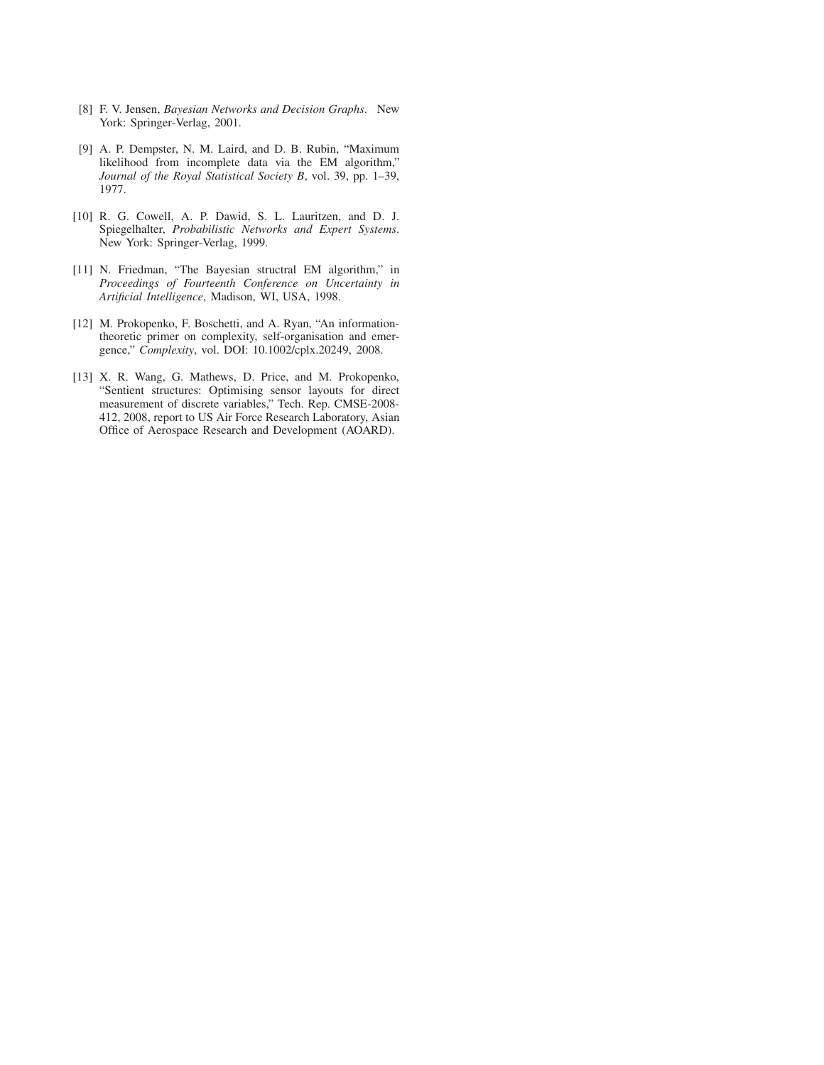[8] F. V. Jensen, *Bayesian Networks and Decision Graphs*. New York: Springer-Verlag, 2001.

[9] A. P. Dempster, N. M. Laird, and D. B. Rubin, "Maximum likelihood from incomplete data via the EM algorithm," *Journal of the Royal Statistical Society B*, vol. 39, pp. 1–39, 1977.

[10] R. G. Cowell, A. P. Dawid, S. L. Lauritzen, and D. J. Spiegelhalter, *Probabilistic Networks and Expert Systems*. New York: Springer-Verlag, 1999.

[11] N. Friedman, "The Bayesian structral EM algorithm," in *Proceedings of Fourteenth Conference on Uncertainty in Artificial Intelligence*, Madison, WI, USA, 1998.

[12] M. Prokopenko, F. Boschetti, and A. Ryan, "An information-theoretic primer on complexity, self-organisation and emergence," *Complexity*, vol. DOI: 10.1002/cplx.20249, 2008.

[13] X. R. Wang, G. Mathews, D. Price, and M. Prokopenko, "Sentient structures: Optimising sensor layouts for direct measurement of discrete variables," Tech. Rep. CMSE-2008-412, 2008, report to US Air Force Research Laboratory, Asian Office of Aerospace Research and Development (AOARD).